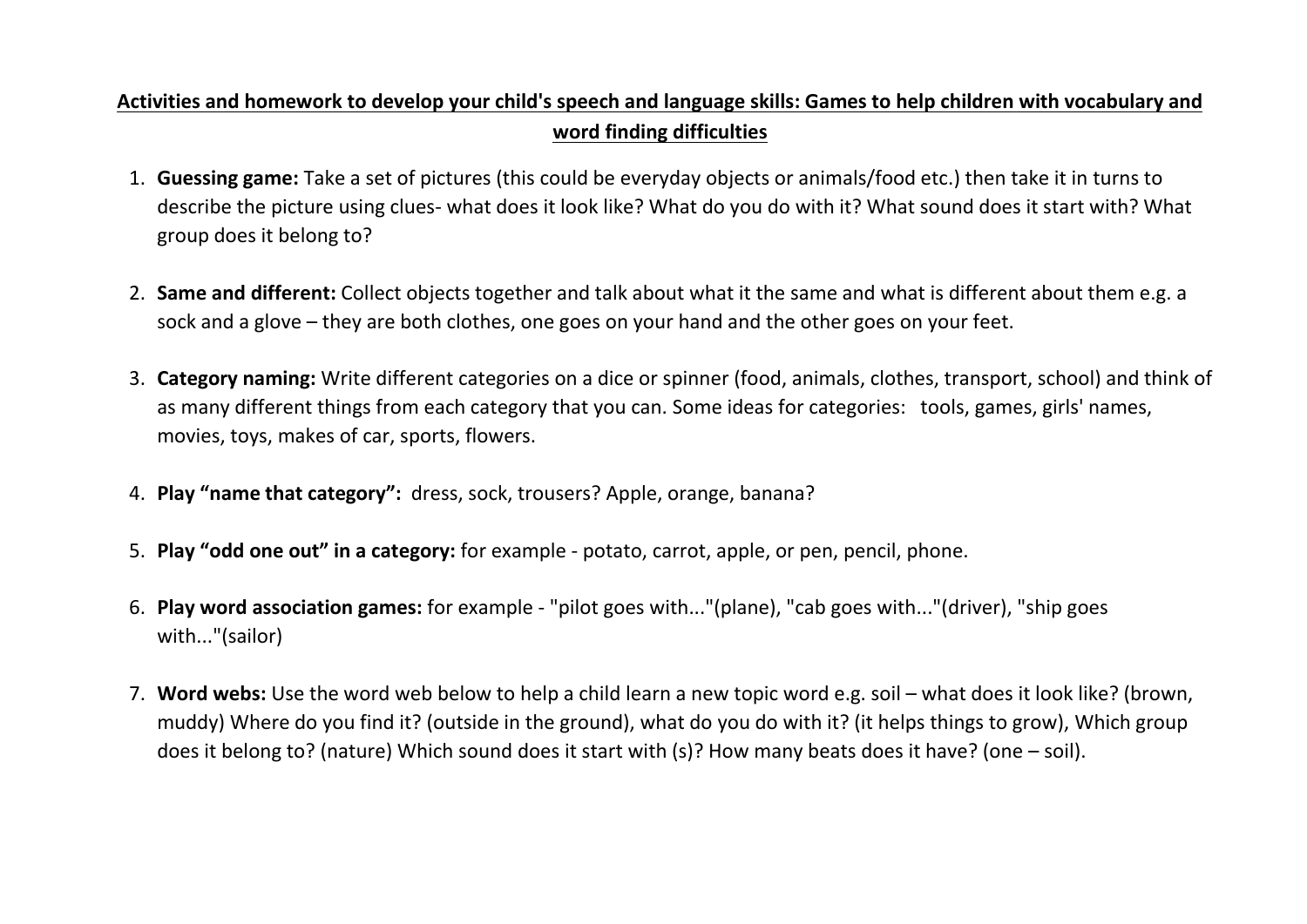# Activities and homework to develop your child's speech and language skills: Games to help children with vocabulary and word finding difficulties

1. **Guessing game:** Take a set of pictures (this could be everyday objects or animals/food etc.) then take it in turns to describe the picture using clues- what does it look like? What do you do with it? What sound does it start with? What group does it belong to?

2. **Same and different:** Collect objects together and talk about what it the same and what is different about them e.g. a sock and a glove – they are both clothes, one goes on your hand and the other goes on your feet.

3. **Category naming:** Write different categories on a dice or spinner (food, animals, clothes, transport, school) and think of as many different things from each category that you can. Some ideas for categories: tools, games, girls' names, movies, toys, makes of car, sports, flowers.

4. **Play "name that category":** dress, sock, trousers? Apple, orange, banana?

5. **Play "odd one out" in a category:** for example - potato, carrot, apple, or pen, pencil, phone.

6. **Play word association games:** for example - "pilot goes with..."(plane), "cab goes with..."(driver), "ship goes with..."(sailor)

7. **Word webs:** Use the word web below to help a child learn a new topic word e.g. soil – what does it look like? (brown, muddy) Where do you find it? (outside in the ground), what do you do with it? (it helps things to grow), Which group does it belong to? (nature) Which sound does it start with (s)? How many beats does it have? (one – soil).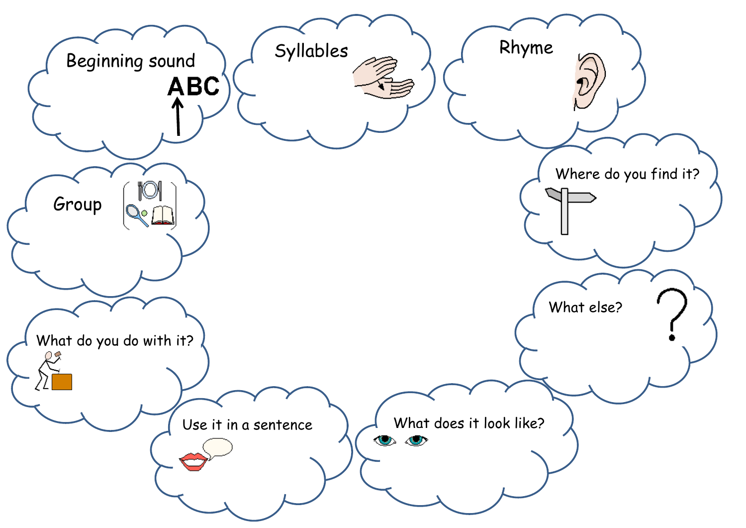Beginning sound

Syllables

Rhyme

Where do you find it?

What else?

What does it look like?

Use it in a sentence

What do you do with it?

Group